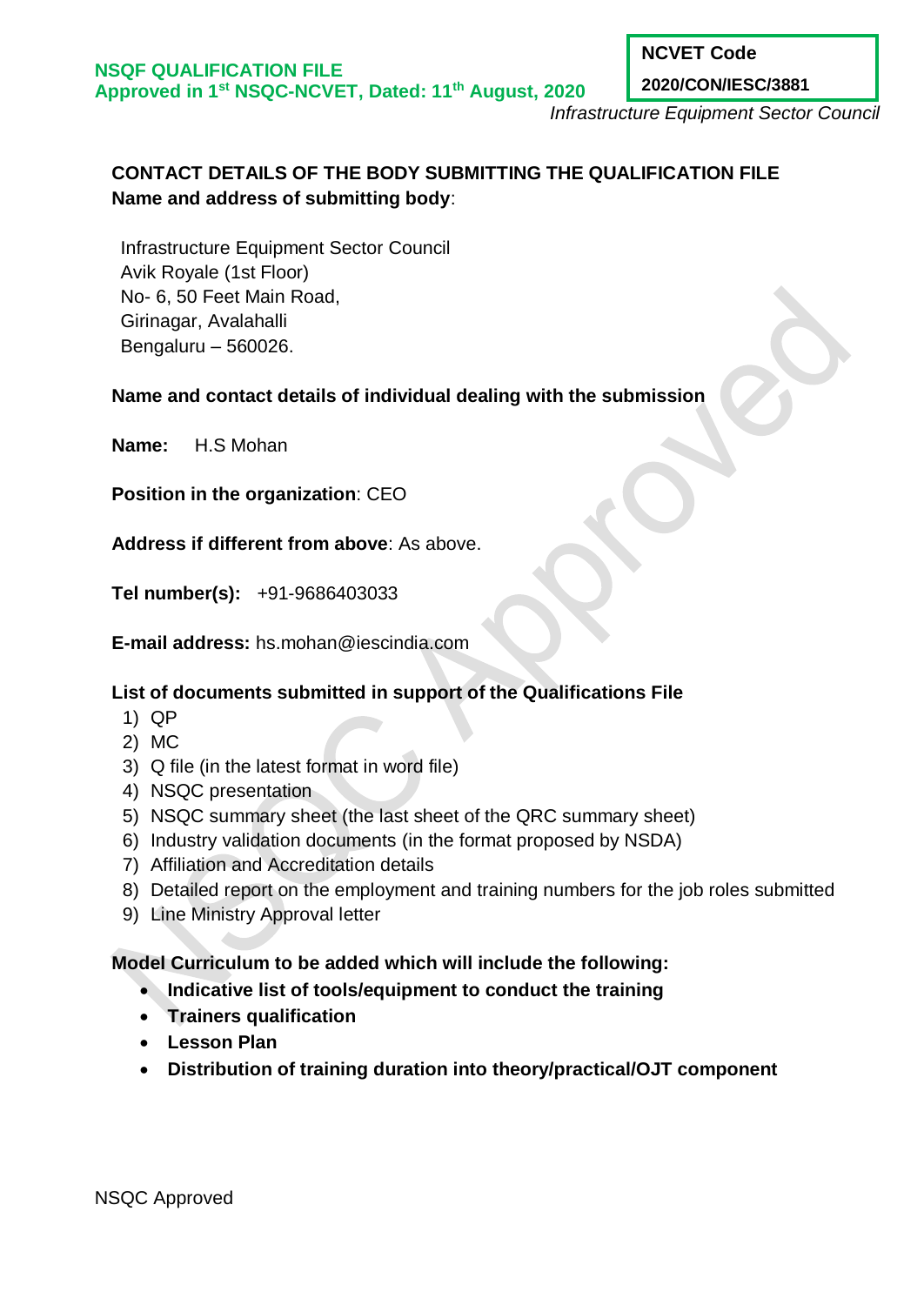**NSQF QUALIFICATION FILE**
**Approved in 1st NSQC-NCVET, Dated: 11th August, 2020**

| NCVET Code |
|---|
| 2020/CON/IESC/3881 |

*Infrastructure Equipment Sector Council*

**CONTACT DETAILS OF THE BODY SUBMITTING THE QUALIFICATION FILE**
**Name and address of submitting body**:

Infrastructure Equipment Sector Council
Avik Royale (1st Floor)
No- 6, 50 Feet Main Road,
Girinagar, Avalahalli
Bengaluru – 560026.

**Name and contact details of individual dealing with the submission**

**Name:** H.S Mohan

**Position in the organization**: CEO

**Address if different from above**: As above.

**Tel number(s):** +91-9686403033

**E-mail address:** hs.mohan@iescindia.com

**List of documents submitted in support of the Qualifications File**

1) QP
2) MC
3) Q file (in the latest format in word file)
4) NSQC presentation
5) NSQC summary sheet (the last sheet of the QRC summary sheet)
6) Industry validation documents (in the format proposed by NSDA)
7) Affiliation and Accreditation details
8) Detailed report on the employment and training numbers for the job roles submitted
9) Line Ministry Approval letter

**Model Curriculum to be added which will include the following:**

- **Indicative list of tools/equipment to conduct the training**
- **Trainers qualification**
- **Lesson Plan**
- **Distribution of training duration into theory/practical/OJT component**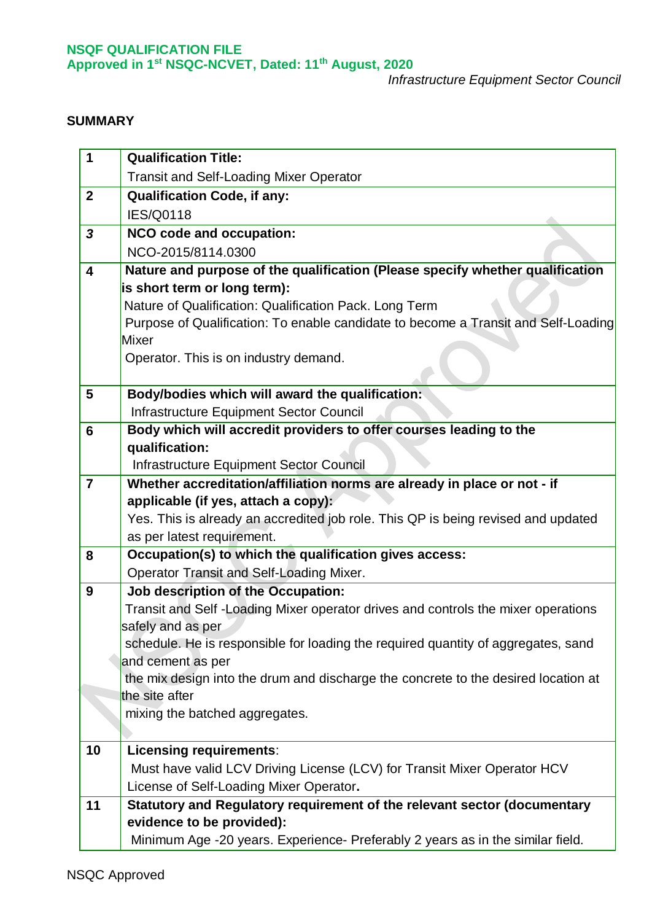**NSQF QUALIFICATION FILE**
**Approved in 1st NSQC-NCVET, Dated: 11th August, 2020**

*Infrastructure Equipment Sector Council*

**SUMMARY**

| | |
|---|---|
| 1 | **Qualification Title:**<br>Transit and Self-Loading Mixer Operator |
| 2 | **Qualification Code, if any:**<br>IES/Q0118 |
| *3* | **NCO code and occupation:**<br>NCO-2015/8114.0300 |
| 4 | **Nature and purpose of the qualification (Please specify whether qualification is short term or long term):**<br>Nature of Qualification: Qualification Pack. Long Term<br>Purpose of Qualification: To enable candidate to become a Transit and Self-Loading Mixer<br>Operator. This is on industry demand. |
| 5 | **Body/bodies which will award the qualification:**<br>Infrastructure Equipment Sector Council |
| 6 | **Body which will accredit providers to offer courses leading to the qualification:**<br>Infrastructure Equipment Sector Council |
| 7 | **Whether accreditation/affiliation norms are already in place or not - if applicable (if yes, attach a copy):**<br>Yes. This is already an accredited job role. This QP is being revised and updated as per latest requirement. |
| 8 | **Occupation(s) to which the qualification gives access:**<br>Operator Transit and Self-Loading Mixer. |
| 9 | **Job description of the Occupation:**<br>Transit and Self -Loading Mixer operator drives and controls the mixer operations safely and as per<br>schedule. He is responsible for loading the required quantity of aggregates, sand and cement as per<br>the mix design into the drum and discharge the concrete to the desired location at the site after<br>mixing the batched aggregates. |
| 10 | **Licensing requirements**:<br>Must have valid LCV Driving License (LCV) for Transit Mixer Operator HCV License of Self-Loading Mixer Operator**.** |
| 11 | **Statutory and Regulatory requirement of the relevant sector (documentary evidence to be provided):**<br>Minimum Age -20 years. Experience- Preferably 2 years as in the similar field. |

NSQC Approved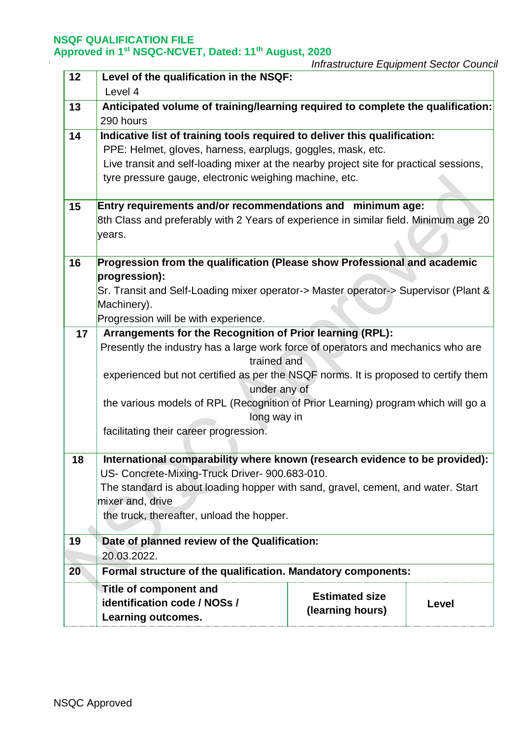| | |
|---|---|
| 12 | **Level of the qualification in the NSQF:**<br>Level 4 |
| 13 | **Anticipated volume of training/learning required to complete the qualification:**<br>290 hours |
| 14 | **Indicative list of training tools required to deliver this qualification:**<br>PPE: Helmet, gloves, harness, earplugs, goggles, mask, etc.<br>Live transit and self-loading mixer at the nearby project site for practical sessions, tyre pressure gauge, electronic weighing machine, etc. |
| 15 | **Entry requirements and/or recommendations and minimum age:**<br>8th Class and preferably with 2 Years of experience in similar field. Minimum age 20 years. |
| 16 | **Progression from the qualification (Please show Professional and academic progression):**<br>Sr. Transit and Self-Loading mixer operator-> Master operator-> Supervisor (Plant & Machinery).<br>Progression will be with experience. |
| 17 | **Arrangements for the Recognition of Prior learning (RPL):**<br>Presently the industry has a large work force of operators and mechanics who are trained and experienced but not certified as per the NSQF norms. It is proposed to certify them under any of the various models of RPL (Recognition of Prior Learning) program which will go a long way in facilitating their career progression. |
| 18 | **International comparability where known (research evidence to be provided):**<br>US- Concrete-Mixing-Truck Driver- 900.683-010.<br>The standard is about loading hopper with sand, gravel, cement, and water. Start mixer and, drive the truck, thereafter, unload the hopper. |
| 19 | **Date of planned review of the Qualification:**<br>20.03.2022. |
| 20 | **Formal structure of the qualification. Mandatory components:** |

| **Title of component and identification code / NOSs / Learning outcomes.** | **Estimated size (learning hours)** | **Level** |
|---|---|---|

NSQC Approved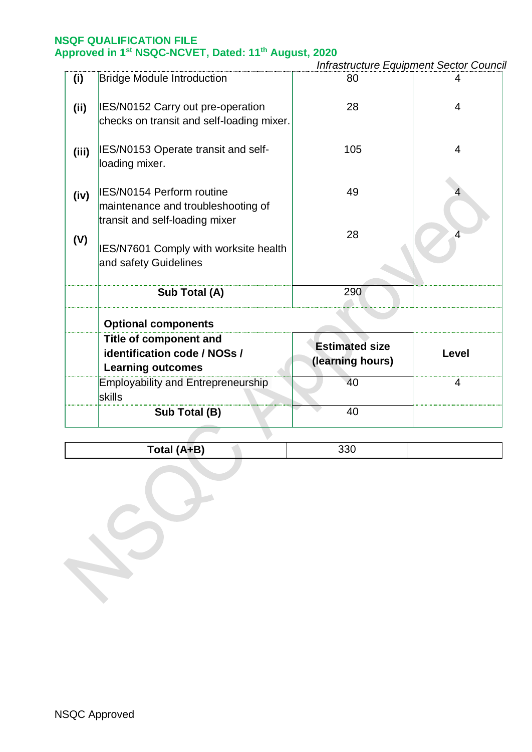| | | | |
|---|---|---|---|
| **(i)** | Bridge Module Introduction | 80 | 4 |
| **(ii)** | IES/N0152 Carry out pre-operation checks on transit and self-loading mixer. | 28 | 4 |
| **(iii)** | IES/N0153 Operate transit and self-loading mixer. | 105 | 4 |
| **(iv)** | IES/N0154 Perform routine maintenance and troubleshooting of transit and self-loading mixer | 49 | 4 |
| **(V)** | IES/N7601 Comply with worksite health and safety Guidelines | 28 | 4 |
| | **Sub Total (A)** | 290 | |
| | **Optional components** | | |
| | **Title of component and identification code / NOSs / Learning outcomes** | **Estimated size (learning hours)** | **Level** |
| | Employability and Entrepreneurship skills | 40 | 4 |
| | **Sub Total (B)** | 40 | |

| **Total (A+B)** | 330 | |
|---|---|---|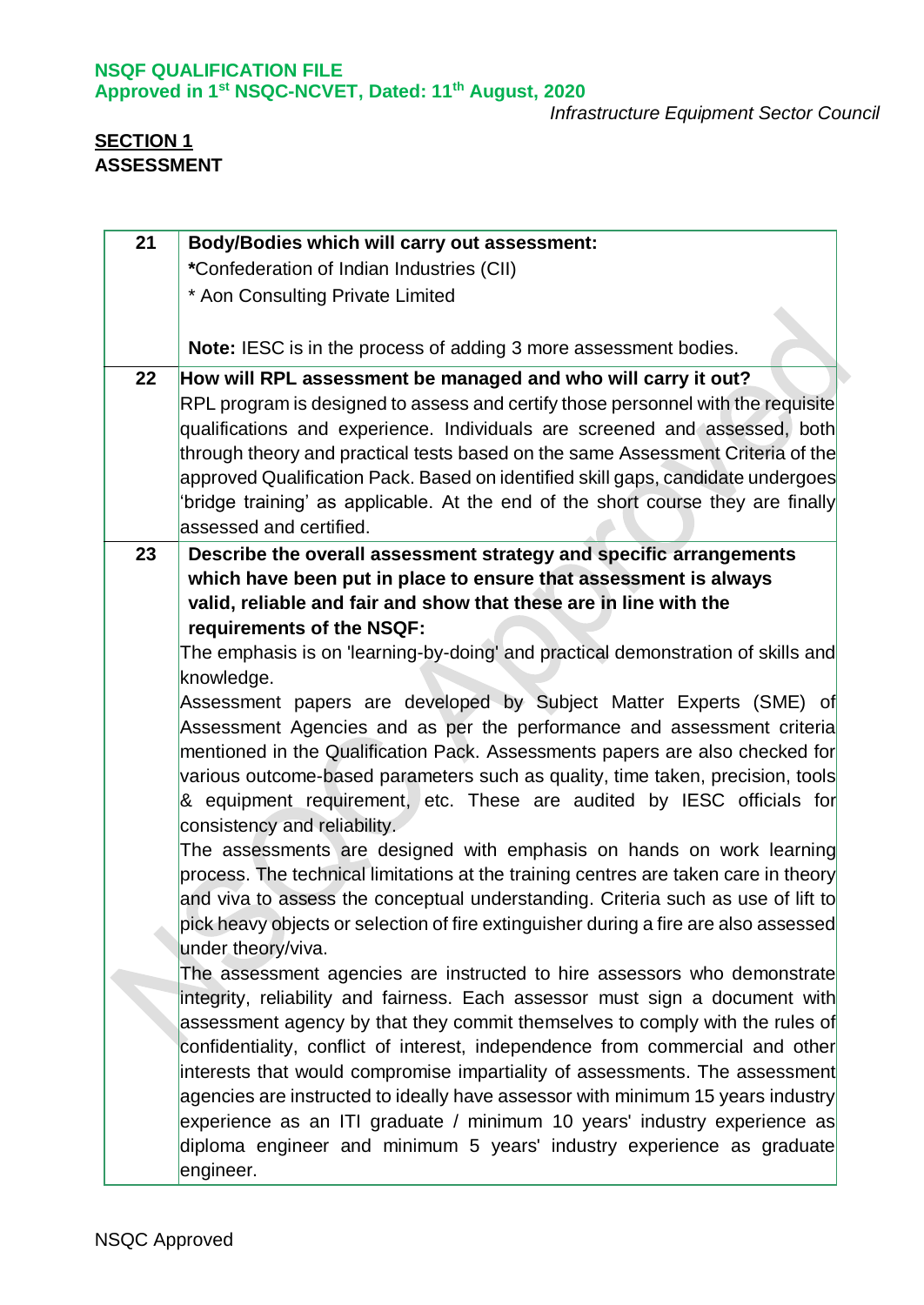## SECTION 1

## ASSESSMENT

| | |
|---|---|
| 21 | **Body/Bodies which will carry out assessment:**<br>***Confederation of Indian Industries (CII)**<br>* Aon Consulting Private Limited<br><br>**Note:** IESC is in the process of adding 3 more assessment bodies. |
| 22 | **How will RPL assessment be managed and who will carry it out?**<br>RPL program is designed to assess and certify those personnel with the requisite qualifications and experience. Individuals are screened and assessed, both through theory and practical tests based on the same Assessment Criteria of the approved Qualification Pack. Based on identified skill gaps, candidate undergoes 'bridge training' as applicable. At the end of the short course they are finally assessed and certified. |
| 23 | **Describe the overall assessment strategy and specific arrangements which have been put in place to ensure that assessment is always valid, reliable and fair and show that these are in line with the requirements of the NSQF:**<br>The emphasis is on 'learning-by-doing' and practical demonstration of skills and knowledge.<br>Assessment papers are developed by Subject Matter Experts (SME) of Assessment Agencies and as per the performance and assessment criteria mentioned in the Qualification Pack. Assessments papers are also checked for various outcome-based parameters such as quality, time taken, precision, tools & equipment requirement, etc. These are audited by IESC officials for consistency and reliability.<br>The assessments are designed with emphasis on hands on work learning process. The technical limitations at the training centres are taken care in theory and viva to assess the conceptual understanding. Criteria such as use of lift to pick heavy objects or selection of fire extinguisher during a fire are also assessed under theory/viva.<br>The assessment agencies are instructed to hire assessors who demonstrate integrity, reliability and fairness. Each assessor must sign a document with assessment agency by that they commit themselves to comply with the rules of confidentiality, conflict of interest, independence from commercial and other interests that would compromise impartiality of assessments. The assessment agencies are instructed to ideally have assessor with minimum 15 years industry experience as an ITI graduate / minimum 10 years' industry experience as diploma engineer and minimum 5 years' industry experience as graduate engineer. |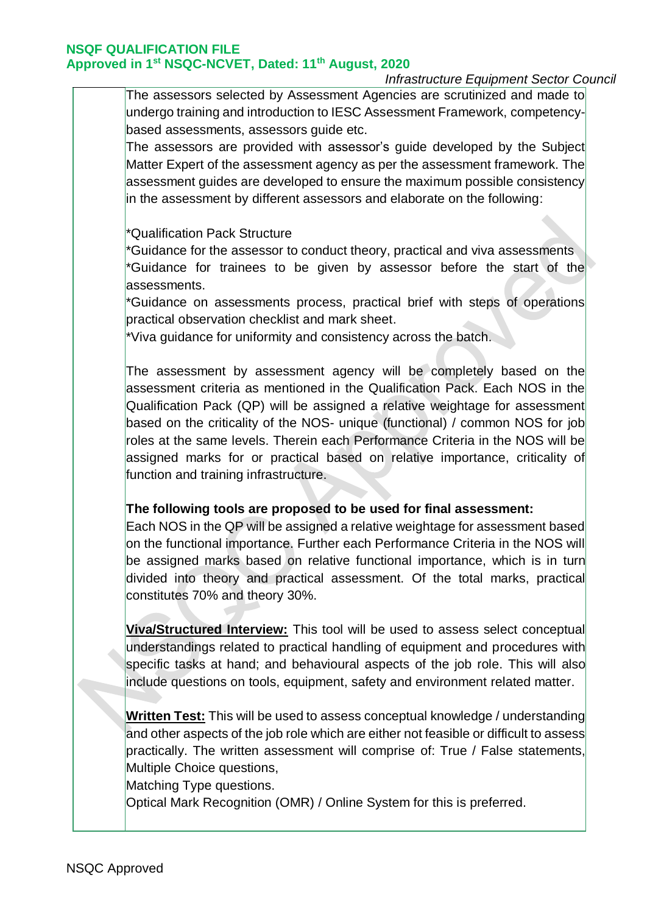The assessors selected by Assessment Agencies are scrutinized and made to undergo training and introduction to IESC Assessment Framework, competency-based assessments, assessors guide etc.

The assessors are provided with assessor's guide developed by the Subject Matter Expert of the assessment agency as per the assessment framework. The assessment guides are developed to ensure the maximum possible consistency in the assessment by different assessors and elaborate on the following:

*Qualification Pack Structure
*Guidance for the assessor to conduct theory, practical and viva assessments
*Guidance for trainees to be given by assessor before the start of the assessments.
*Guidance on assessments process, practical brief with steps of operations practical observation checklist and mark sheet.
*Viva guidance for uniformity and consistency across the batch.

The assessment by assessment agency will be completely based on the assessment criteria as mentioned in the Qualification Pack. Each NOS in the Qualification Pack (QP) will be assigned a relative weightage for assessment based on the criticality of the NOS- unique (functional) / common NOS for job roles at the same levels. Therein each Performance Criteria in the NOS will be assigned marks for or practical based on relative importance, criticality of function and training infrastructure.

**The following tools are proposed to be used for final assessment:**
Each NOS in the QP will be assigned a relative weightage for assessment based on the functional importance. Further each Performance Criteria in the NOS will be assigned marks based on relative functional importance, which is in turn divided into theory and practical assessment. Of the total marks, practical constitutes 70% and theory 30%.

**Viva/Structured Interview:** This tool will be used to assess select conceptual understandings related to practical handling of equipment and procedures with specific tasks at hand; and behavioural aspects of the job role. This will also include questions on tools, equipment, safety and environment related matter.

**Written Test:** This will be used to assess conceptual knowledge / understanding and other aspects of the job role which are either not feasible or difficult to assess practically. The written assessment will comprise of: True / False statements, Multiple Choice questions,
Matching Type questions.
Optical Mark Recognition (OMR) / Online System for this is preferred.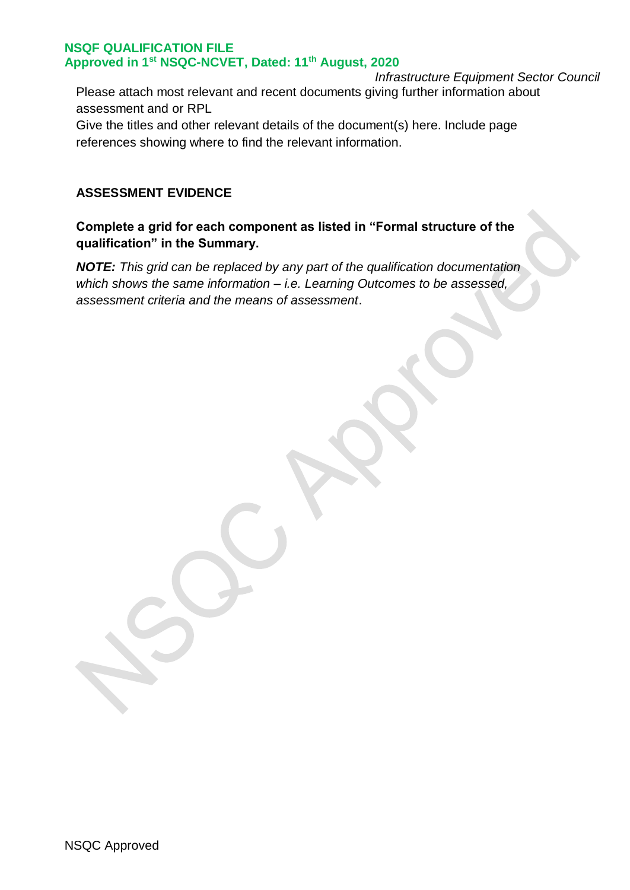Please attach most relevant and recent documents giving further information about assessment and or RPL

Give the titles and other relevant details of the document(s) here. Include page references showing where to find the relevant information.

## ASSESSMENT EVIDENCE

**Complete a grid for each component as listed in "Formal structure of the qualification" in the Summary.**

***NOTE:*** *This grid can be replaced by any part of the qualification documentation which shows the same information – i.e. Learning Outcomes to be assessed, assessment criteria and the means of assessment*.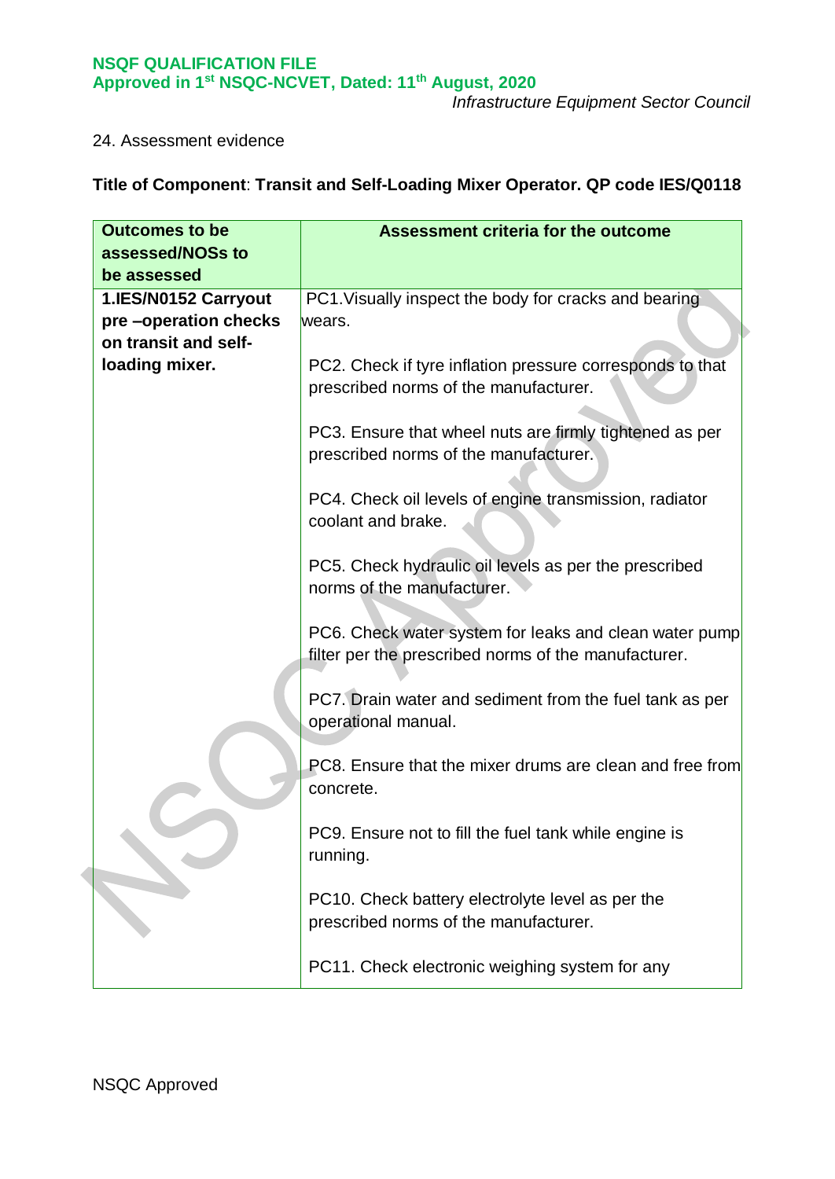24. Assessment evidence

**Title of Component**: **Transit and Self-Loading Mixer Operator. QP code IES/Q0118**

| Outcomes to be assessed/NOSs to be assessed | Assessment criteria for the outcome |
|---|---|
| **1.IES/N0152 Carryout pre –operation checks on transit and self-loading mixer.** | PC1.Visually inspect the body for cracks and bearing wears.<br><br>PC2. Check if tyre inflation pressure corresponds to that prescribed norms of the manufacturer.<br><br>PC3. Ensure that wheel nuts are firmly tightened as per prescribed norms of the manufacturer.<br><br>PC4. Check oil levels of engine transmission, radiator coolant and brake.<br><br>PC5. Check hydraulic oil levels as per the prescribed norms of the manufacturer.<br><br>PC6. Check water system for leaks and clean water pump filter per the prescribed norms of the manufacturer.<br><br>PC7. Drain water and sediment from the fuel tank as per operational manual.<br><br>PC8. Ensure that the mixer drums are clean and free from concrete.<br><br>PC9. Ensure not to fill the fuel tank while engine is running.<br><br>PC10. Check battery electrolyte level as per the prescribed norms of the manufacturer.<br><br>PC11. Check electronic weighing system for any |

NSQC Approved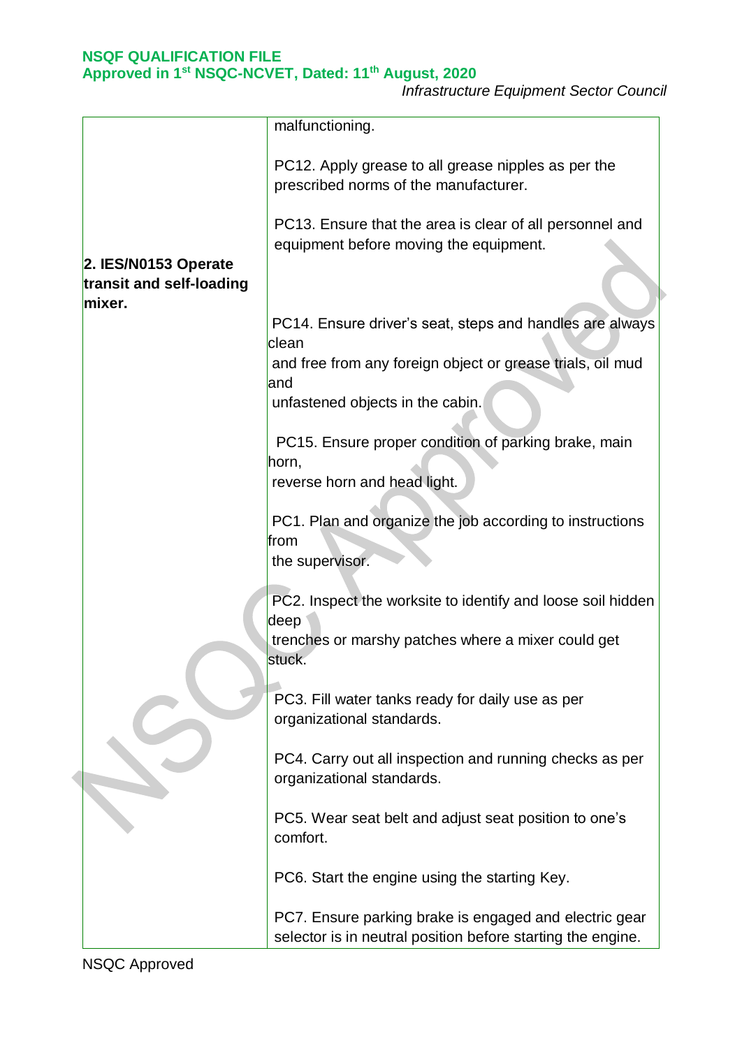| | |
|---|---|
| **2. IES/N0153 Operate transit and self-loading mixer.** | malfunctioning.<br><br>PC12. Apply grease to all grease nipples as per the prescribed norms of the manufacturer.<br><br>PC13. Ensure that the area is clear of all personnel and equipment before moving the equipment.<br><br>PC14. Ensure driver's seat, steps and handles are always clean and free from any foreign object or grease trials, oil mud and unfastened objects in the cabin.<br><br>PC15. Ensure proper condition of parking brake, main horn, reverse horn and head light.<br><br>PC1. Plan and organize the job according to instructions from the supervisor.<br><br>PC2. Inspect the worksite to identify and loose soil hidden deep trenches or marshy patches where a mixer could get stuck.<br><br>PC3. Fill water tanks ready for daily use as per organizational standards.<br><br>PC4. Carry out all inspection and running checks as per organizational standards.<br><br>PC5. Wear seat belt and adjust seat position to one's comfort.<br><br>PC6. Start the engine using the starting Key.<br><br>PC7. Ensure parking brake is engaged and electric gear selector is in neutral position before starting the engine. |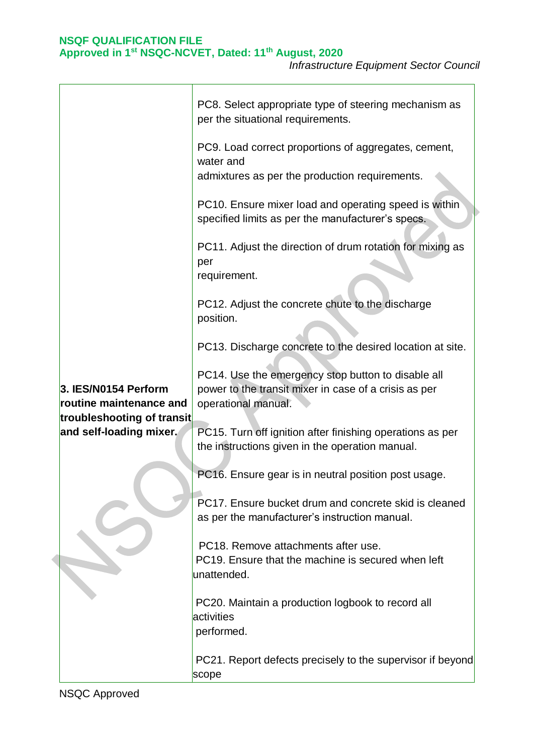| | |
|---|---|
| **3. IES/N0154 Perform routine maintenance and troubleshooting of transit and self-loading mixer.** | PC8. Select appropriate type of steering mechanism as per the situational requirements.<br><br>PC9. Load correct proportions of aggregates, cement, water and admixtures as per the production requirements.<br><br>PC10. Ensure mixer load and operating speed is within specified limits as per the manufacturer's specs.<br><br>PC11. Adjust the direction of drum rotation for mixing as per requirement.<br><br>PC12. Adjust the concrete chute to the discharge position.<br><br>PC13. Discharge concrete to the desired location at site.<br><br>PC14. Use the emergency stop button to disable all power to the transit mixer in case of a crisis as per operational manual.<br><br>PC15. Turn off ignition after finishing operations as per the instructions given in the operation manual.<br><br>PC16. Ensure gear is in neutral position post usage.<br><br>PC17. Ensure bucket drum and concrete skid is cleaned as per the manufacturer's instruction manual.<br><br>PC18. Remove attachments after use.<br>PC19. Ensure that the machine is secured when left unattended.<br><br>PC20. Maintain a production logbook to record all activities performed.<br><br>PC21. Report defects precisely to the supervisor if beyond scope |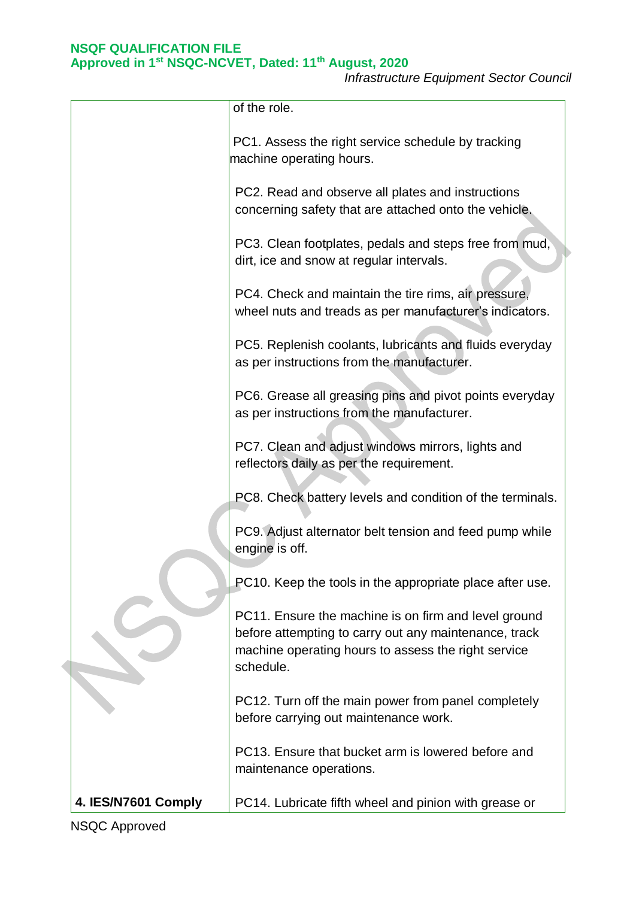| | |
|---|---|
| | of the role.<br><br>PC1. Assess the right service schedule by tracking machine operating hours.<br><br>PC2. Read and observe all plates and instructions concerning safety that are attached onto the vehicle.<br><br>PC3. Clean footplates, pedals and steps free from mud, dirt, ice and snow at regular intervals.<br><br>PC4. Check and maintain the tire rims, air pressure, wheel nuts and treads as per manufacturer's indicators.<br><br>PC5. Replenish coolants, lubricants and fluids everyday as per instructions from the manufacturer.<br><br>PC6. Grease all greasing pins and pivot points everyday as per instructions from the manufacturer.<br><br>PC7. Clean and adjust windows mirrors, lights and reflectors daily as per the requirement.<br><br>PC8. Check battery levels and condition of the terminals.<br><br>PC9. Adjust alternator belt tension and feed pump while engine is off.<br><br>PC10. Keep the tools in the appropriate place after use.<br><br>PC11. Ensure the machine is on firm and level ground before attempting to carry out any maintenance, track machine operating hours to assess the right service schedule.<br><br>PC12. Turn off the main power from panel completely before carrying out maintenance work.<br><br>PC13. Ensure that bucket arm is lowered before and maintenance operations. |
| **4. IES/N7601 Comply** | PC14. Lubricate fifth wheel and pinion with grease or |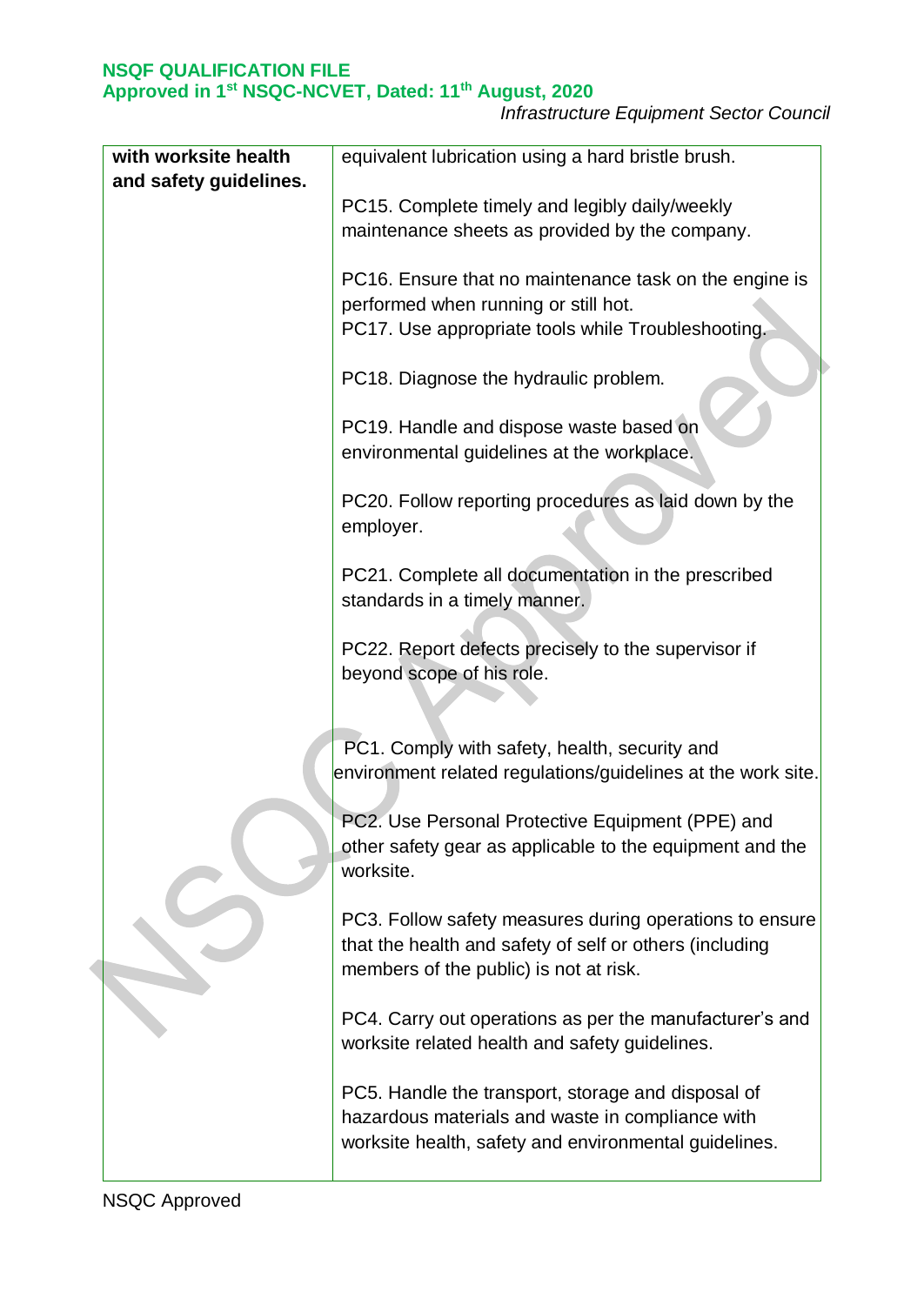| | |
|---|---|
| **with worksite health and safety guidelines.** | equivalent lubrication using a hard bristle brush.<br><br>PC15. Complete timely and legibly daily/weekly maintenance sheets as provided by the company.<br><br>PC16. Ensure that no maintenance task on the engine is performed when running or still hot.<br>PC17. Use appropriate tools while Troubleshooting.<br><br>PC18. Diagnose the hydraulic problem.<br><br>PC19. Handle and dispose waste based on environmental guidelines at the workplace.<br><br>PC20. Follow reporting procedures as laid down by the employer.<br><br>PC21. Complete all documentation in the prescribed standards in a timely manner.<br><br>PC22. Report defects precisely to the supervisor if beyond scope of his role.<br><br>PC1. Comply with safety, health, security and environment related regulations/guidelines at the work site.<br><br>PC2. Use Personal Protective Equipment (PPE) and other safety gear as applicable to the equipment and the worksite.<br><br>PC3. Follow safety measures during operations to ensure that the health and safety of self or others (including members of the public) is not at risk.<br><br>PC4. Carry out operations as per the manufacturer's and worksite related health and safety guidelines.<br><br>PC5. Handle the transport, storage and disposal of hazardous materials and waste in compliance with worksite health, safety and environmental guidelines. |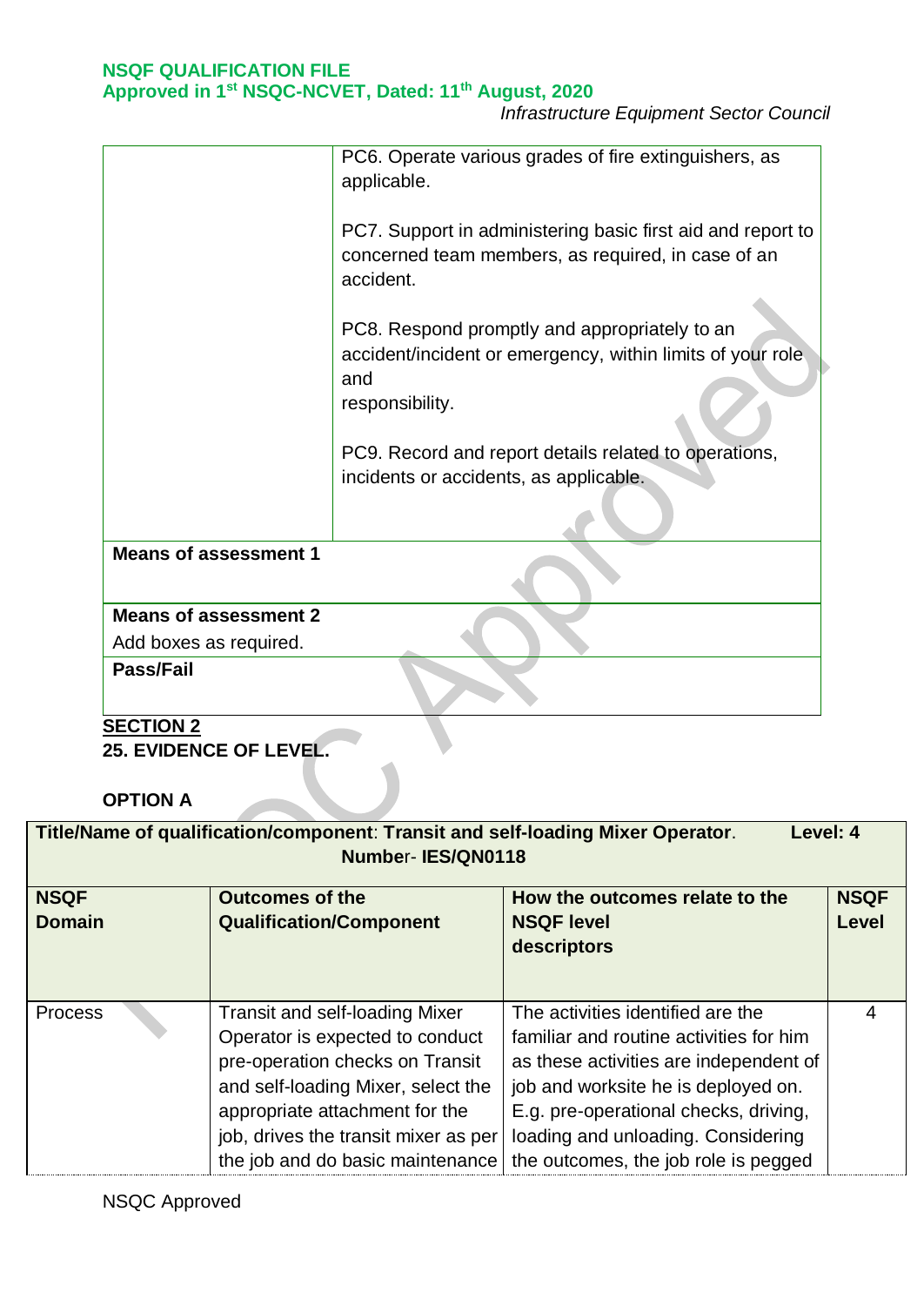| | PC6. Operate various grades of fire extinguishers, as applicable.<br><br>PC7. Support in administering basic first aid and report to concerned team members, as required, in case of an accident.<br><br>PC8. Respond promptly and appropriately to an accident/incident or emergency, within limits of your role and responsibility.<br><br>PC9. Record and report details related to operations, incidents or accidents, as applicable. |
|---|---|
| **Means of assessment 1** | |
| **Means of assessment 2**<br>Add boxes as required. | |
| **Pass/Fail** | |

## SECTION 2

### 25. EVIDENCE OF LEVEL.

**OPTION A**

| **Title/Name of qualification/component**: **Transit and self-loading Mixer Operator**. **Level: 4** **Number- IES/QN0118** | | | |
|---|---|---|---|
| **NSQF Domain** | **Outcomes of the Qualification/Component** | **How the outcomes relate to the NSQF level descriptors** | **NSQF Level** |
| Process | Transit and self-loading Mixer Operator is expected to conduct pre-operation checks on Transit and self-loading Mixer, select the appropriate attachment for the job, drives the transit mixer as per the job and do basic maintenance | The activities identified are the familiar and routine activities for him as these activities are independent of job and worksite he is deployed on. E.g. pre-operational checks, driving, loading and unloading. Considering the outcomes, the job role is pegged | 4 |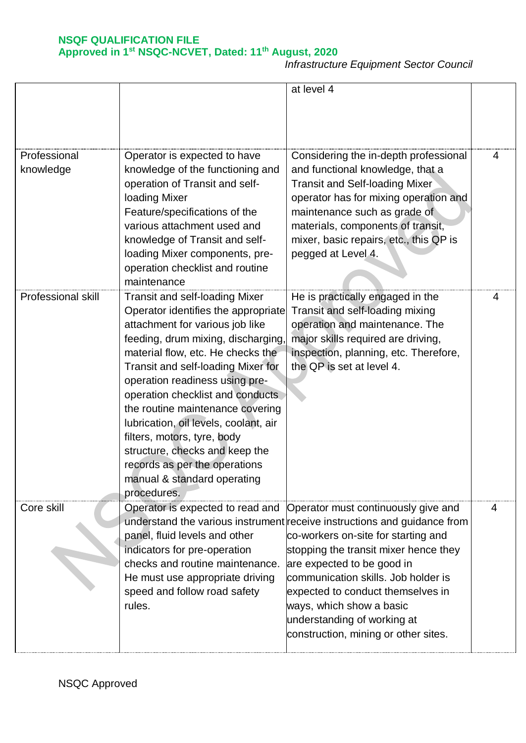| | | | |
|---|---|---|---|
| | | at level 4 | |
| Professional knowledge | Operator is expected to have knowledge of the functioning and operation of Transit and self-loading Mixer Feature/specifications of the various attachment used and knowledge of Transit and self-loading Mixer components, pre-operation checklist and routine maintenance | Considering the in-depth professional and functional knowledge, that a Transit and Self-loading Mixer operator has for mixing operation and maintenance such as grade of materials, components of transit, mixer, basic repairs, etc., this QP is pegged at Level 4. | 4 |
| Professional skill | Transit and self-loading Mixer Operator identifies the appropriate attachment for various job like feeding, drum mixing, discharging, material flow, etc. He checks the Transit and self-loading Mixer for operation readiness using pre-operation checklist and conducts the routine maintenance covering lubrication, oil levels, coolant, air filters, motors, tyre, body structure, checks and keep the records as per the operations manual & standard operating procedures. | He is practically engaged in the Transit and self-loading mixing operation and maintenance. The major skills required are driving, inspection, planning, etc. Therefore, the QP is set at level 4. | 4 |
| Core skill | Operator is expected to read and understand the various instrument panel, fluid levels and other indicators for pre-operation checks and routine maintenance. He must use appropriate driving speed and follow road safety rules. | Operator must continuously give and receive instructions and guidance from co-workers on-site for starting and stopping the transit mixer hence they are expected to be good in communication skills. Job holder is expected to conduct themselves in ways, which show a basic understanding of working at construction, mining or other sites. | 4 |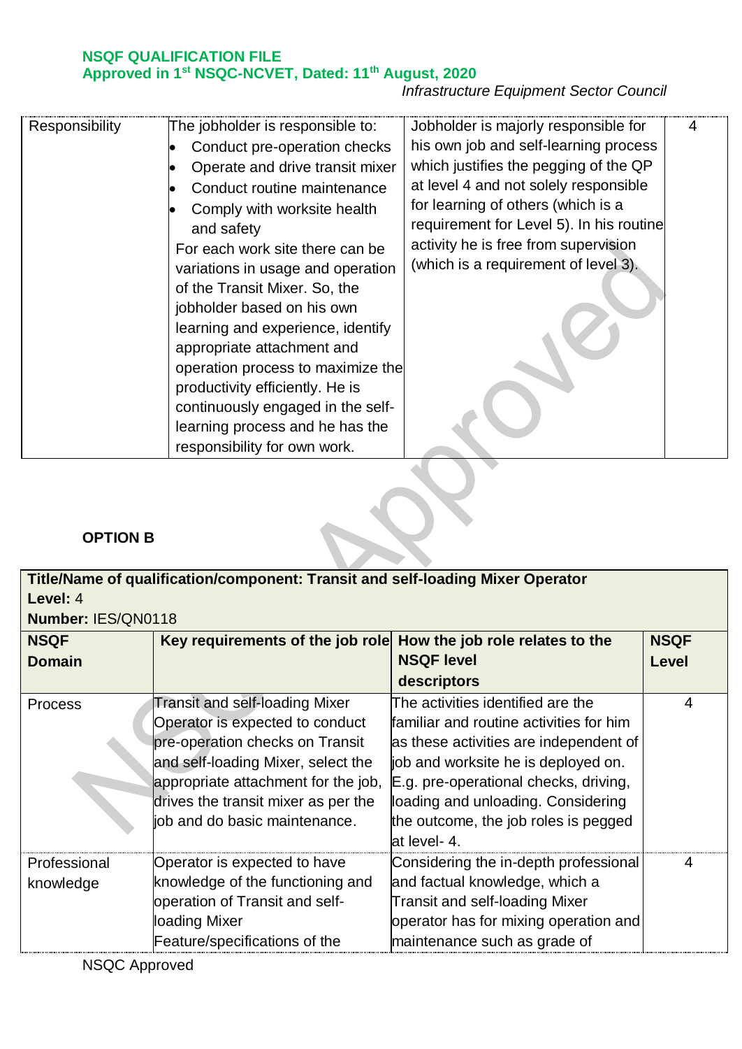| Responsibility | The jobholder is responsible to:<br>• Conduct pre-operation checks<br>• Operate and drive transit mixer<br>• Conduct routine maintenance<br>• Comply with worksite health and safety<br>For each work site there can be variations in usage and operation of the Transit Mixer. So, the jobholder based on his own learning and experience, identify appropriate attachment and operation process to maximize the productivity efficiently. He is continuously engaged in the self-learning process and he has the responsibility for own work. | Jobholder is majorly responsible for his own job and self-learning process which justifies the pegging of the QP at level 4 and not solely responsible for learning of others (which is a requirement for Level 5). In his routine activity he is free from supervision (which is a requirement of level 3). | 4 |
|---|---|---|---|

**OPTION B**

**Title/Name of qualification/component: Transit and self-loading Mixer Operator**
**Level:** 4
**Number:** IES/QN0118

| NSQF Domain | Key requirements of the job role | How the job role relates to the NSQF level descriptors | NSQF Level |
|---|---|---|---|
| Process | Transit and self-loading Mixer Operator is expected to conduct pre-operation checks on Transit and self-loading Mixer, select the appropriate attachment for the job, drives the transit mixer as per the job and do basic maintenance. | The activities identified are the familiar and routine activities for him as these activities are independent of job and worksite he is deployed on. E.g. pre-operational checks, driving, loading and unloading. Considering the outcome, the job roles is pegged at level- 4. | 4 |
| Professional knowledge | Operator is expected to have knowledge of the functioning and operation of Transit and self-loading Mixer<br>Feature/specifications of the | Considering the in-depth professional and factual knowledge, which a Transit and self-loading Mixer operator has for mixing operation and maintenance such as grade of | 4 |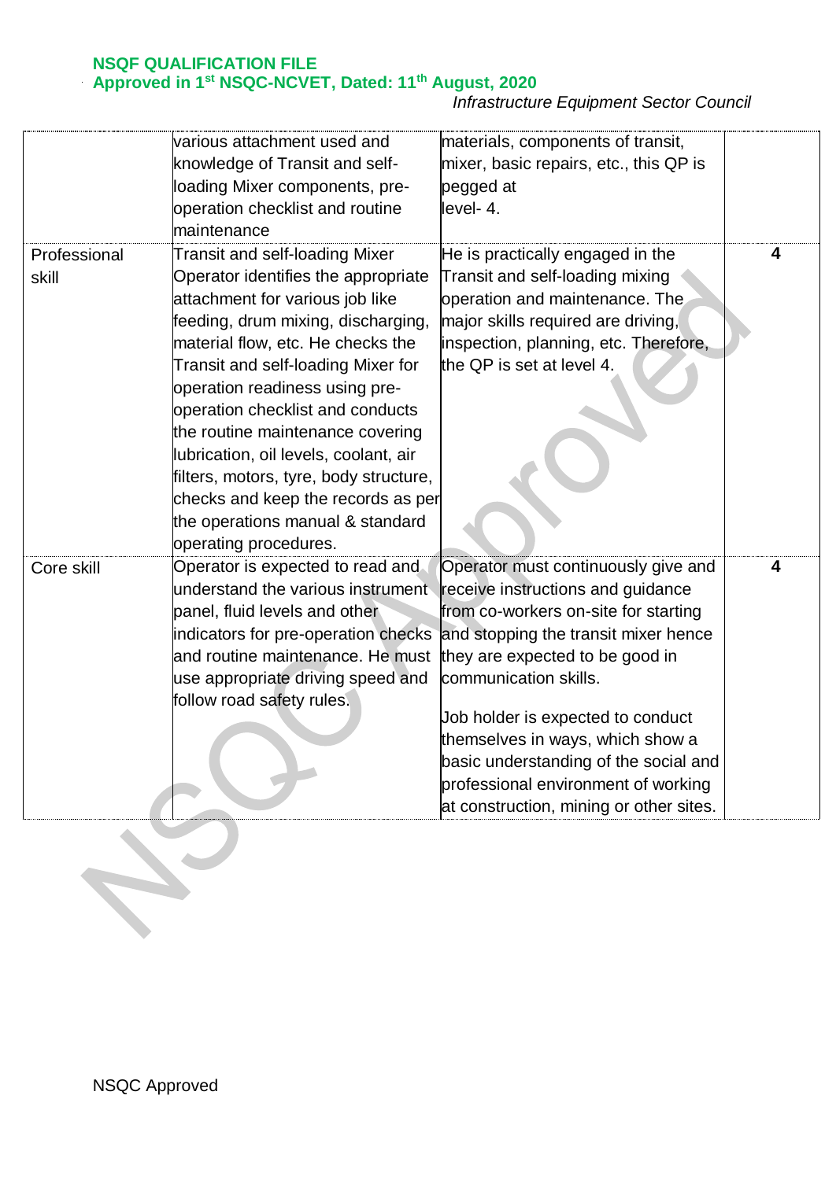| | | | |
|---|---|---|---|
| | various attachment used and knowledge of Transit and self-loading Mixer components, pre-operation checklist and routine maintenance | materials, components of transit, mixer, basic repairs, etc., this QP is pegged at level- 4. | |
| Professional skill | Transit and self-loading Mixer Operator identifies the appropriate attachment for various job like feeding, drum mixing, discharging, material flow, etc. He checks the Transit and self-loading Mixer for operation readiness using pre-operation checklist and conducts the routine maintenance covering lubrication, oil levels, coolant, air filters, motors, tyre, body structure, checks and keep the records as per the operations manual & standard operating procedures. | He is practically engaged in the Transit and self-loading mixing operation and maintenance. The major skills required are driving, inspection, planning, etc. Therefore, the QP is set at level 4. | **4** |
| Core skill | Operator is expected to read and understand the various instrument panel, fluid levels and other indicators for pre-operation checks and routine maintenance. He must use appropriate driving speed and follow road safety rules. | Operator must continuously give and receive instructions and guidance from co-workers on-site for starting and stopping the transit mixer hence they are expected to be good in communication skills.<br><br>Job holder is expected to conduct themselves in ways, which show a basic understanding of the social and professional environment of working at construction, mining or other sites. | **4** |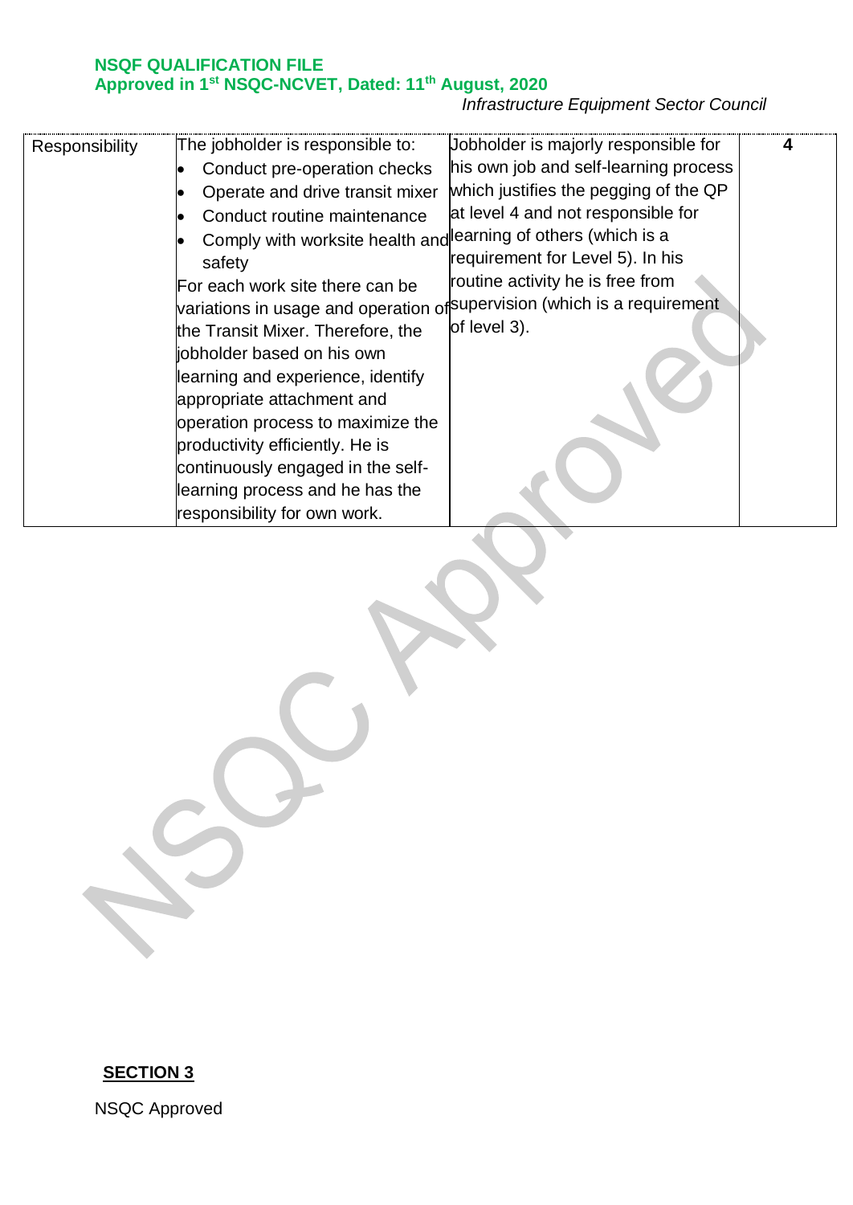| Responsibility | The jobholder is responsible to:<br>• Conduct pre-operation checks<br>• Operate and drive transit mixer<br>• Conduct routine maintenance<br>• Comply with worksite health and safety<br>For each work site there can be variations in usage and operation of the Transit Mixer. Therefore, the jobholder based on his own learning and experience, identify appropriate attachment and operation process to maximize the productivity efficiently. He is continuously engaged in the self-learning process and he has the responsibility for own work. | Jobholder is majorly responsible for his own job and self-learning process which justifies the pegging of the QP at level 4 and not responsible for learning of others (which is a requirement for Level 5). In his routine activity he is free from supervision (which is a requirement of level 3). | **4** |
|---|---|---|---|

**SECTION 3**

NSQC Approved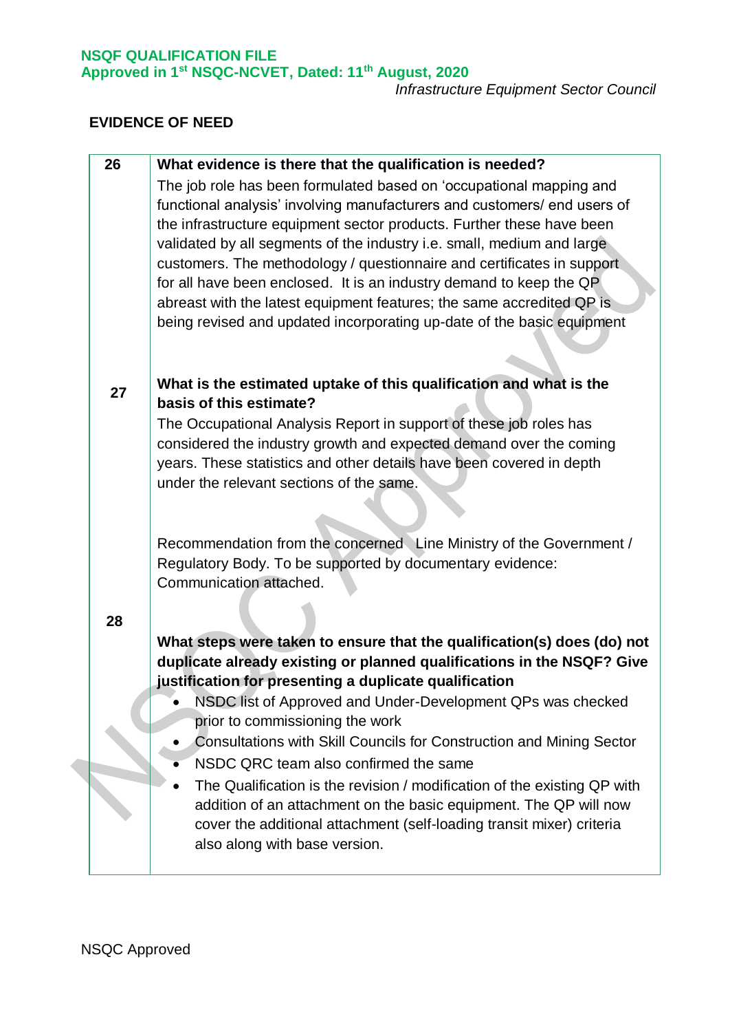## EVIDENCE OF NEED

| | |
|---|---|
| 26 | **What evidence is there that the qualification is needed?**<br>The job role has been formulated based on 'occupational mapping and functional analysis' involving manufacturers and customers/ end users of the infrastructure equipment sector products. Further these have been validated by all segments of the industry i.e. small, medium and large customers. The methodology / questionnaire and certificates in support for all have been enclosed. It is an industry demand to keep the QP abreast with the latest equipment features; the same accredited QP is being revised and updated incorporating up-date of the basic equipment |
| 27 | **What is the estimated uptake of this qualification and what is the basis of this estimate?**<br>The Occupational Analysis Report in support of these job roles has considered the industry growth and expected demand over the coming years. These statistics and other details have been covered in depth under the relevant sections of the same.<br><br>Recommendation from the concerned Line Ministry of the Government / Regulatory Body. To be supported by documentary evidence: Communication attached. |
| 28 | **What steps were taken to ensure that the qualification(s) does (do) not duplicate already existing or planned qualifications in the NSQF? Give justification for presenting a duplicate qualification**<br>• NSDC list of Approved and Under-Development QPs was checked prior to commissioning the work<br>• Consultations with Skill Councils for Construction and Mining Sector<br>• NSDC QRC team also confirmed the same<br>• The Qualification is the revision / modification of the existing QP with addition of an attachment on the basic equipment. The QP will now cover the additional attachment (self-loading transit mixer) criteria also along with base version. |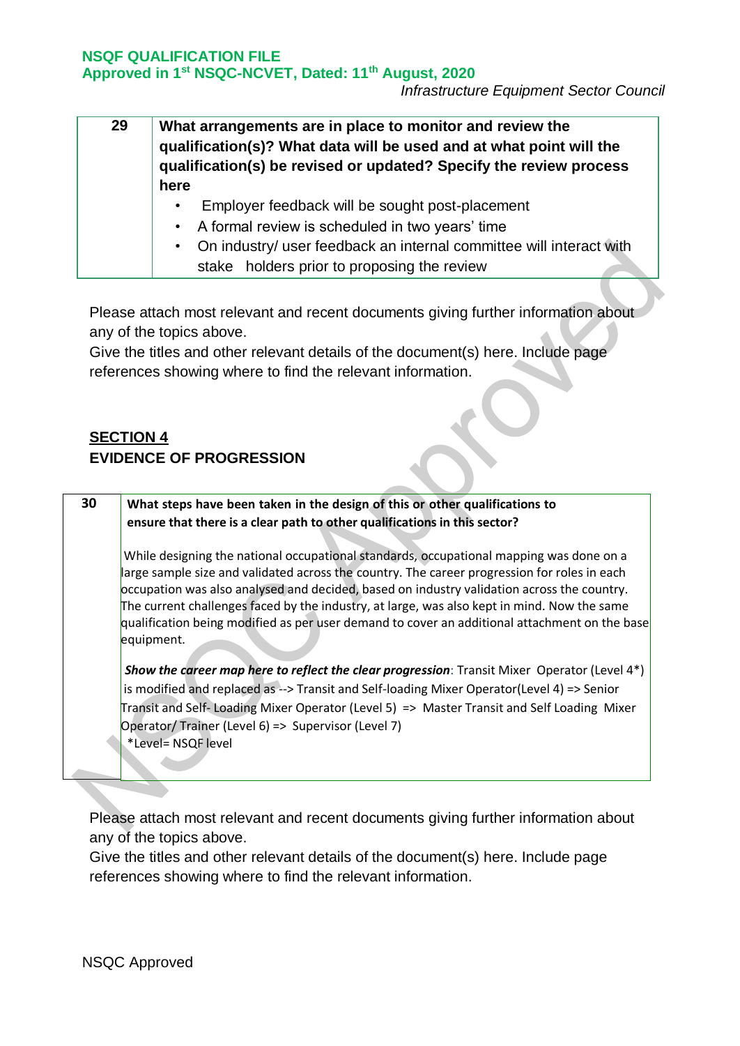| | |
|---|---|
| 29 | **What arrangements are in place to monitor and review the qualification(s)? What data will be used and at what point will the qualification(s) be revised or updated? Specify the review process here**<br>• Employer feedback will be sought post-placement<br>• A formal review is scheduled in two years' time<br>• On industry/ user feedback an internal committee will interact with stake holders prior to proposing the review |

Please attach most relevant and recent documents giving further information about any of the topics above.
Give the titles and other relevant details of the document(s) here. Include page references showing where to find the relevant information.

## SECTION 4

## EVIDENCE OF PROGRESSION

| | |
|---|---|
| 30 | **What steps have been taken in the design of this or other qualifications to ensure that there is a clear path to other qualifications in this sector?**<br><br>While designing the national occupational standards, occupational mapping was done on a large sample size and validated across the country. The career progression for roles in each occupation was also analysed and decided, based on industry validation across the country. The current challenges faced by the industry, at large, was also kept in mind. Now the same qualification being modified as per user demand to cover an additional attachment on the base equipment.<br><br>***Show the career map here to reflect the clear progression***: Transit Mixer Operator (Level 4*) is modified and replaced as --> Transit and Self-loading Mixer Operator(Level 4) => Senior Transit and Self- Loading Mixer Operator (Level 5) => Master Transit and Self Loading Mixer Operator/ Trainer (Level 6) => Supervisor (Level 7)<br>*Level= NSQF level |

Please attach most relevant and recent documents giving further information about any of the topics above.
Give the titles and other relevant details of the document(s) here. Include page references showing where to find the relevant information.